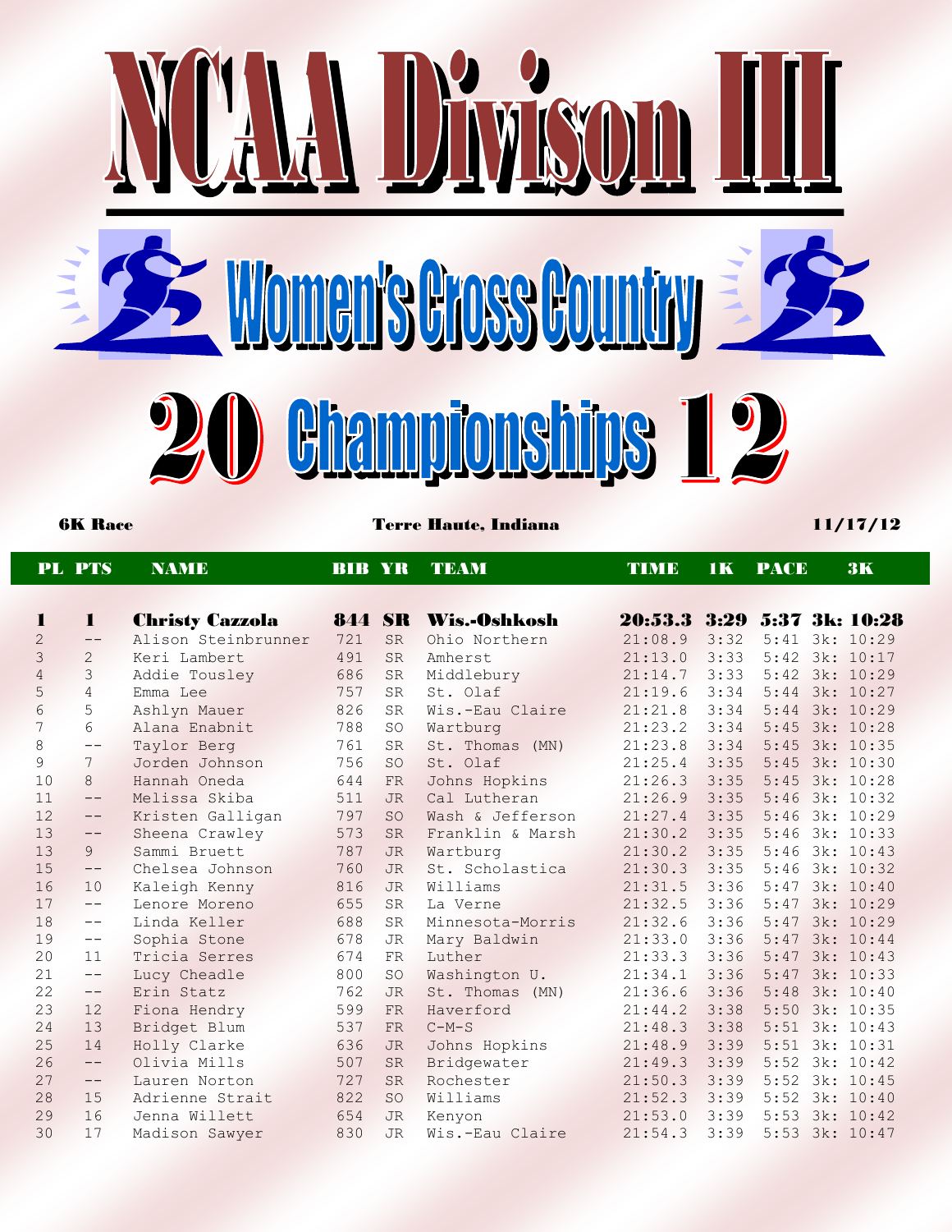# NCAA Divison III

## Women's Cross Country

## 2012 Championships

**6K Race** | **Terre Haute, Indiana** | **11/17/12**

| PL | PTS | NAME | BIB | YR | TEAM | TIME | 1K | PACE | 3K |
|---|---|---|---|---|---|---|---|---|---|
| **1** | **1** | **Christy Cazzola** | **844** | **SR** | **Wis.-Oshkosh** | **20:53.3** | **3:29** | **5:37** | **3k: 10:28** |
| 2 | -- | Alison Steinbrunner | 721 | SR | Ohio Northern | 21:08.9 | 3:32 | 5:41 | 3k: 10:29 |
| 3 | 2 | Keri Lambert | 491 | SR | Amherst | 21:13.0 | 3:33 | 5:42 | 3k: 10:17 |
| 4 | 3 | Addie Tousley | 686 | SR | Middlebury | 21:14.7 | 3:33 | 5:42 | 3k: 10:29 |
| 5 | 4 | Emma Lee | 757 | SR | St. Olaf | 21:19.6 | 3:34 | 5:44 | 3k: 10:27 |
| 6 | 5 | Ashlyn Mauer | 826 | SR | Wis.-Eau Claire | 21:21.8 | 3:34 | 5:44 | 3k: 10:29 |
| 7 | 6 | Alana Enabnit | 788 | SO | Wartburg | 21:23.2 | 3:34 | 5:45 | 3k: 10:28 |
| 8 | -- | Taylor Berg | 761 | SR | St. Thomas (MN) | 21:23.8 | 3:34 | 5:45 | 3k: 10:35 |
| 9 | 7 | Jorden Johnson | 756 | SO | St. Olaf | 21:25.4 | 3:35 | 5:45 | 3k: 10:30 |
| 10 | 8 | Hannah Oneda | 644 | FR | Johns Hopkins | 21:26.3 | 3:35 | 5:45 | 3k: 10:28 |
| 11 | -- | Melissa Skiba | 511 | JR | Cal Lutheran | 21:26.9 | 3:35 | 5:46 | 3k: 10:32 |
| 12 | -- | Kristen Galligan | 797 | SO | Wash & Jefferson | 21:27.4 | 3:35 | 5:46 | 3k: 10:29 |
| 13 | -- | Sheena Crawley | 573 | SR | Franklin & Marsh | 21:30.2 | 3:35 | 5:46 | 3k: 10:33 |
| 13 | 9 | Sammi Bruett | 787 | JR | Wartburg | 21:30.2 | 3:35 | 5:46 | 3k: 10:43 |
| 15 | -- | Chelsea Johnson | 760 | JR | St. Scholastica | 21:30.3 | 3:35 | 5:46 | 3k: 10:32 |
| 16 | 10 | Kaleigh Kenny | 816 | JR | Williams | 21:31.5 | 3:36 | 5:47 | 3k: 10:40 |
| 17 | -- | Lenore Moreno | 655 | SR | La Verne | 21:32.5 | 3:36 | 5:47 | 3k: 10:29 |
| 18 | -- | Linda Keller | 688 | SR | Minnesota-Morris | 21:32.6 | 3:36 | 5:47 | 3k: 10:29 |
| 19 | -- | Sophia Stone | 678 | JR | Mary Baldwin | 21:33.0 | 3:36 | 5:47 | 3k: 10:44 |
| 20 | 11 | Tricia Serres | 674 | FR | Luther | 21:33.3 | 3:36 | 5:47 | 3k: 10:43 |
| 21 | -- | Lucy Cheadle | 800 | SO | Washington U. | 21:34.1 | 3:36 | 5:47 | 3k: 10:33 |
| 22 | -- | Erin Statz | 762 | JR | St. Thomas (MN) | 21:36.6 | 3:36 | 5:48 | 3k: 10:40 |
| 23 | 12 | Fiona Hendry | 599 | FR | Haverford | 21:44.2 | 3:38 | 5:50 | 3k: 10:35 |
| 24 | 13 | Bridget Blum | 537 | FR | C-M-S | 21:48.3 | 3:38 | 5:51 | 3k: 10:43 |
| 25 | 14 | Holly Clarke | 636 | JR | Johns Hopkins | 21:48.9 | 3:39 | 5:51 | 3k: 10:31 |
| 26 | -- | Olivia Mills | 507 | SR | Bridgewater | 21:49.3 | 3:39 | 5:52 | 3k: 10:42 |
| 27 | -- | Lauren Norton | 727 | SR | Rochester | 21:50.3 | 3:39 | 5:52 | 3k: 10:45 |
| 28 | 15 | Adrienne Strait | 822 | SO | Williams | 21:52.3 | 3:39 | 5:52 | 3k: 10:40 |
| 29 | 16 | Jenna Willett | 654 | JR | Kenyon | 21:53.0 | 3:39 | 5:53 | 3k: 10:42 |
| 30 | 17 | Madison Sawyer | 830 | JR | Wis.-Eau Claire | 21:54.3 | 3:39 | 5:53 | 3k: 10:47 |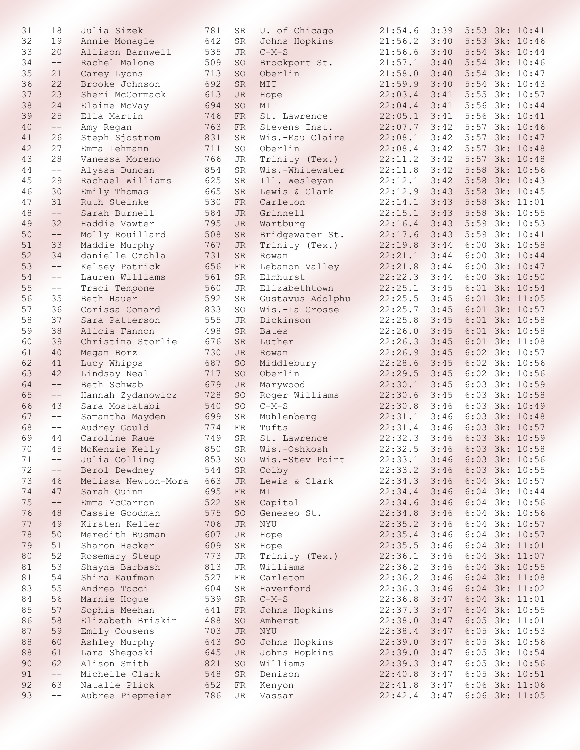| 31 | 18 | Julia Sizek | 781 | SR | U. of Chicago | 21:54.6 | 3:39 | 5:53 | 3k: 10:41 |
|---|---|---|---|---|---|---|---|---|---|
| 32 | 19 | Annie Monagle | 642 | SR | Johns Hopkins | 21:56.2 | 3:40 | 5:53 | 3k: 10:46 |
| 33 | 20 | Allison Barnwell | 535 | JR | C-M-S | 21:56.6 | 3:40 | 5:54 | 3k: 10:44 |
| 34 | -- | Rachel Malone | 509 | SO | Brockport St. | 21:57.1 | 3:40 | 5:54 | 3k: 10:46 |
| 35 | 21 | Carey Lyons | 713 | SO | Oberlin | 21:58.0 | 3:40 | 5:54 | 3k: 10:47 |
| 36 | 22 | Brooke Johnson | 692 | SR | MIT | 21:59.9 | 3:40 | 5:54 | 3k: 10:43 |
| 37 | 23 | Sheri McCormack | 613 | JR | Hope | 22:03.4 | 3:41 | 5:55 | 3k: 10:57 |
| 38 | 24 | Elaine McVay | 694 | SO | MIT | 22:04.4 | 3:41 | 5:56 | 3k: 10:44 |
| 39 | 25 | Ella Martin | 746 | FR | St. Lawrence | 22:05.1 | 3:41 | 5:56 | 3k: 10:41 |
| 40 | -- | Amy Regan | 763 | FR | Stevens Inst. | 22:07.7 | 3:42 | 5:57 | 3k: 10:46 |
| 41 | 26 | Steph Sjostrom | 831 | SR | Wis.-Eau Claire | 22:08.1 | 3:42 | 5:57 | 3k: 10:47 |
| 42 | 27 | Emma Lehmann | 711 | SO | Oberlin | 22:08.4 | 3:42 | 5:57 | 3k: 10:48 |
| 43 | 28 | Vanessa Moreno | 766 | JR | Trinity (Tex.) | 22:11.2 | 3:42 | 5:57 | 3k: 10:48 |
| 44 | -- | Alyssa Duncan | 854 | SR | Wis.-Whitewater | 22:11.8 | 3:42 | 5:58 | 3k: 10:56 |
| 45 | 29 | Rachael Williams | 625 | SR | Ill. Wesleyan | 22:12.1 | 3:42 | 5:58 | 3k: 10:43 |
| 46 | 30 | Emily Thomas | 665 | SR | Lewis & Clark | 22:12.9 | 3:43 | 5:58 | 3k: 10:45 |
| 47 | 31 | Ruth Steinke | 530 | FR | Carleton | 22:14.1 | 3:43 | 5:58 | 3k: 11:01 |
| 48 | -- | Sarah Burnell | 584 | JR | Grinnell | 22:15.1 | 3:43 | 5:58 | 3k: 10:55 |
| 49 | 32 | Haddie Vawter | 795 | JR | Wartburg | 22:16.4 | 3:43 | 5:59 | 3k: 10:53 |
| 50 | -- | Molly Rouillard | 508 | SR | Bridgewater St. | 22:17.6 | 3:43 | 5:59 | 3k: 10:41 |
| 51 | 33 | Maddie Murphy | 767 | JR | Trinity (Tex.) | 22:19.8 | 3:44 | 6:00 | 3k: 10:58 |
| 52 | 34 | danielle Czohla | 731 | SR | Rowan | 22:21.1 | 3:44 | 6:00 | 3k: 10:44 |
| 53 | -- | Kelsey Patrick | 656 | FR | Lebanon Valley | 22:21.8 | 3:44 | 6:00 | 3k: 10:47 |
| 54 | -- | Lauren Williams | 561 | SR | Elmhurst | 22:22.3 | 3:44 | 6:00 | 3k: 10:50 |
| 55 | -- | Traci Tempone | 560 | JR | Elizabethtown | 22:25.1 | 3:45 | 6:01 | 3k: 10:54 |
| 56 | 35 | Beth Hauer | 592 | SR | Gustavus Adolphu | 22:25.5 | 3:45 | 6:01 | 3k: 11:05 |
| 57 | 36 | Corissa Conard | 833 | SO | Wis.-La Crosse | 22:25.7 | 3:45 | 6:01 | 3k: 10:57 |
| 58 | 37 | Sara Patterson | 555 | JR | Dickinson | 22:25.8 | 3:45 | 6:01 | 3k: 10:58 |
| 59 | 38 | Alicia Fannon | 498 | SR | Bates | 22:26.0 | 3:45 | 6:01 | 3k: 10:58 |
| 60 | 39 | Christina Storlie | 676 | SR | Luther | 22:26.3 | 3:45 | 6:01 | 3k: 11:08 |
| 61 | 40 | Megan Borz | 730 | JR | Rowan | 22:26.9 | 3:45 | 6:02 | 3k: 10:57 |
| 62 | 41 | Lucy Whipps | 687 | SO | Middlebury | 22:28.6 | 3:45 | 6:02 | 3k: 10:56 |
| 63 | 42 | Lindsay Neal | 717 | SO | Oberlin | 22:29.5 | 3:45 | 6:02 | 3k: 10:56 |
| 64 | -- | Beth Schwab | 679 | JR | Marywood | 22:30.1 | 3:45 | 6:03 | 3k: 10:59 |
| 65 | -- | Hannah Zydanowicz | 728 | SO | Roger Williams | 22:30.6 | 3:45 | 6:03 | 3k: 10:58 |
| 66 | 43 | Sara Mostatabi | 540 | SO | C-M-S | 22:30.8 | 3:46 | 6:03 | 3k: 10:49 |
| 67 | -- | Samantha Mayden | 699 | SR | Muhlenberg | 22:31.1 | 3:46 | 6:03 | 3k: 10:48 |
| 68 | -- | Audrey Gould | 774 | FR | Tufts | 22:31.4 | 3:46 | 6:03 | 3k: 10:57 |
| 69 | 44 | Caroline Raue | 749 | SR | St. Lawrence | 22:32.3 | 3:46 | 6:03 | 3k: 10:59 |
| 70 | 45 | McKenzie Kelly | 850 | SR | Wis.-Oshkosh | 22:32.5 | 3:46 | 6:03 | 3k: 10:58 |
| 71 | -- | Julia Colling | 853 | SO | Wis.-Stev Point | 22:33.1 | 3:46 | 6:03 | 3k: 10:56 |
| 72 | -- | Berol Dewdney | 544 | SR | Colby | 22:33.2 | 3:46 | 6:03 | 3k: 10:55 |
| 73 | 46 | Melissa Newton-Mora | 663 | JR | Lewis & Clark | 22:34.3 | 3:46 | 6:04 | 3k: 10:57 |
| 74 | 47 | Sarah Quinn | 695 | FR | MIT | 22:34.4 | 3:46 | 6:04 | 3k: 10:44 |
| 75 | -- | Emma McCarron | 522 | SR | Capital | 22:34.6 | 3:46 | 6:04 | 3k: 10:56 |
| 76 | 48 | Cassie Goodman | 575 | SO | Geneseo St. | 22:34.8 | 3:46 | 6:04 | 3k: 10:56 |
| 77 | 49 | Kirsten Keller | 706 | JR | NYU | 22:35.2 | 3:46 | 6:04 | 3k: 10:57 |
| 78 | 50 | Meredith Busman | 607 | JR | Hope | 22:35.4 | 3:46 | 6:04 | 3k: 10:57 |
| 79 | 51 | Sharon Hecker | 609 | SR | Hope | 22:35.5 | 3:46 | 6:04 | 3k: 11:01 |
| 80 | 52 | Rosemary Steup | 773 | JR | Trinity (Tex.) | 22:36.1 | 3:46 | 6:04 | 3k: 11:07 |
| 81 | 53 | Shayna Barbash | 813 | JR | Williams | 22:36.2 | 3:46 | 6:04 | 3k: 10:55 |
| 81 | 54 | Shira Kaufman | 527 | FR | Carleton | 22:36.2 | 3:46 | 6:04 | 3k: 11:08 |
| 83 | 55 | Andrea Tocci | 604 | SR | Haverford | 22:36.3 | 3:46 | 6:04 | 3k: 11:02 |
| 84 | 56 | Marnie Hogue | 539 | SR | C-M-S | 22:36.8 | 3:47 | 6:04 | 3k: 11:01 |
| 85 | 57 | Sophia Meehan | 641 | FR | Johns Hopkins | 22:37.3 | 3:47 | 6:04 | 3k: 10:55 |
| 86 | 58 | Elizabeth Briskin | 488 | SO | Amherst | 22:38.0 | 3:47 | 6:05 | 3k: 11:01 |
| 87 | 59 | Emily Cousens | 703 | JR | NYU | 22:38.4 | 3:47 | 6:05 | 3k: 10:53 |
| 88 | 60 | Ashley Murphy | 643 | SO | Johns Hopkins | 22:39.0 | 3:47 | 6:05 | 3k: 10:56 |
| 88 | 61 | Lara Shegoski | 645 | JR | Johns Hopkins | 22:39.0 | 3:47 | 6:05 | 3k: 10:54 |
| 90 | 62 | Alison Smith | 821 | SO | Williams | 22:39.3 | 3:47 | 6:05 | 3k: 10:56 |
| 91 | -- | Michelle Clark | 548 | SR | Denison | 22:40.8 | 3:47 | 6:05 | 3k: 10:51 |
| 92 | 63 | Natalie Plick | 652 | FR | Kenyon | 22:41.8 | 3:47 | 6:06 | 3k: 11:06 |
| 93 | -- | Aubree Piepmeier | 786 | JR | Vassar | 22:42.4 | 3:47 | 6:06 | 3k: 11:05 |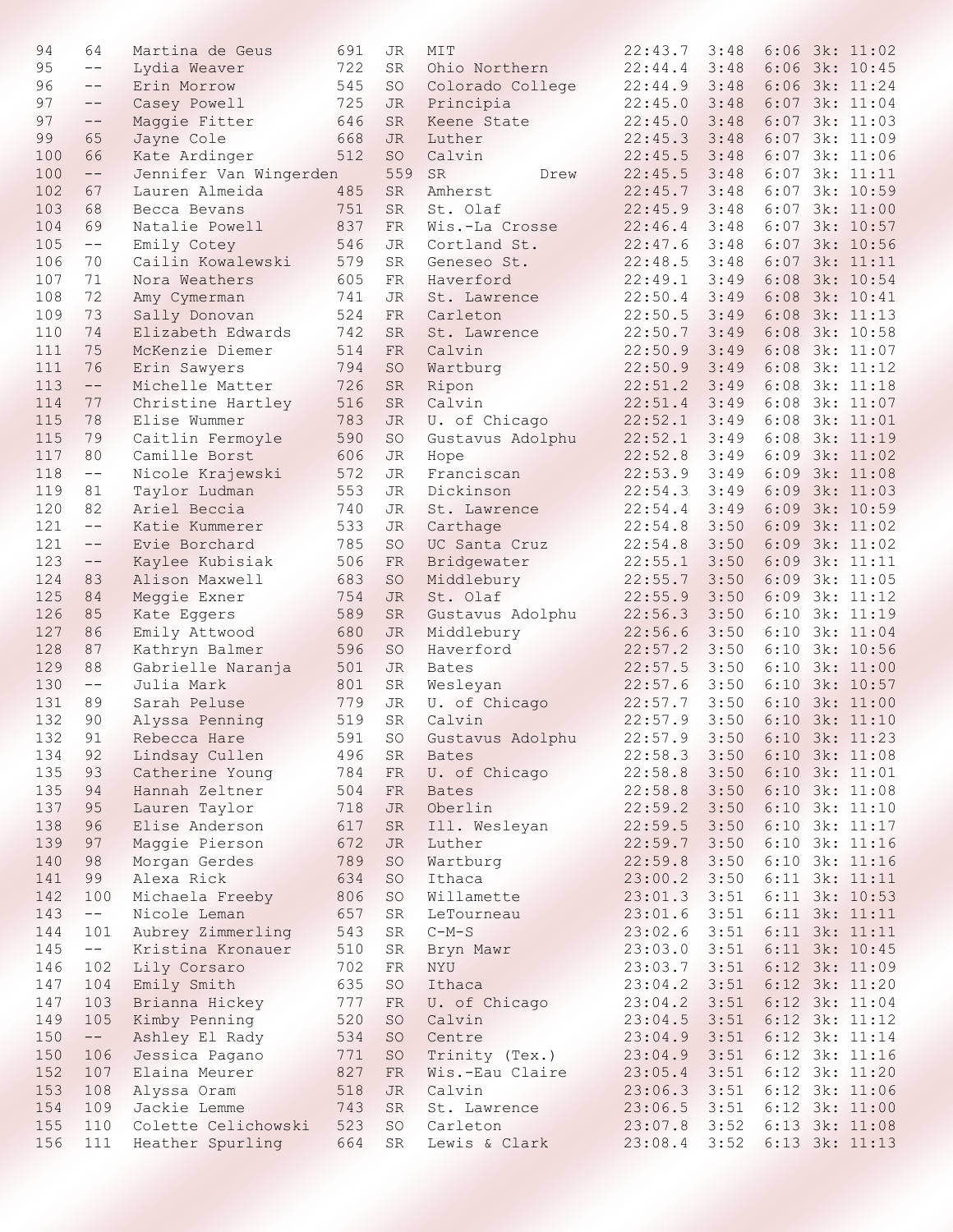| | | | | | | | | | |
|---|---|---|---|---|---|---|---|---|---|
| 94 | 64 | Martina de Geus | 691 | JR | MIT | 22:43.7 | 3:48 | 6:06 | 3k: 11:02 |
| 95 | -- | Lydia Weaver | 722 | SR | Ohio Northern | 22:44.4 | 3:48 | 6:06 | 3k: 10:45 |
| 96 | -- | Erin Morrow | 545 | SO | Colorado College | 22:44.9 | 3:48 | 6:06 | 3k: 11:24 |
| 97 | -- | Casey Powell | 725 | JR | Principia | 22:45.0 | 3:48 | 6:07 | 3k: 11:04 |
| 97 | -- | Maggie Fitter | 646 | SR | Keene State | 22:45.0 | 3:48 | 6:07 | 3k: 11:03 |
| 99 | 65 | Jayne Cole | 668 | JR | Luther | 22:45.3 | 3:48 | 6:07 | 3k: 11:09 |
| 100 | 66 | Kate Ardinger | 512 | SO | Calvin | 22:45.5 | 3:48 | 6:07 | 3k: 11:06 |
| 100 | -- | Jennifer Van Wingerden | 559 | SR | Drew | 22:45.5 | 3:48 | 6:07 | 3k: 11:11 |
| 102 | 67 | Lauren Almeida | 485 | SR | Amherst | 22:45.7 | 3:48 | 6:07 | 3k: 10:59 |
| 103 | 68 | Becca Bevans | 751 | SR | St. Olaf | 22:45.9 | 3:48 | 6:07 | 3k: 11:00 |
| 104 | 69 | Natalie Powell | 837 | FR | Wis.-La Crosse | 22:46.4 | 3:48 | 6:07 | 3k: 10:57 |
| 105 | -- | Emily Cotey | 546 | JR | Cortland St. | 22:47.6 | 3:48 | 6:07 | 3k: 10:56 |
| 106 | 70 | Cailin Kowalewski | 579 | SR | Geneseo St. | 22:48.5 | 3:48 | 6:07 | 3k: 11:11 |
| 107 | 71 | Nora Weathers | 605 | FR | Haverford | 22:49.1 | 3:49 | 6:08 | 3k: 10:54 |
| 108 | 72 | Amy Cymerman | 741 | JR | St. Lawrence | 22:50.4 | 3:49 | 6:08 | 3k: 10:41 |
| 109 | 73 | Sally Donovan | 524 | FR | Carleton | 22:50.5 | 3:49 | 6:08 | 3k: 11:13 |
| 110 | 74 | Elizabeth Edwards | 742 | SR | St. Lawrence | 22:50.7 | 3:49 | 6:08 | 3k: 10:58 |
| 111 | 75 | McKenzie Diemer | 514 | FR | Calvin | 22:50.9 | 3:49 | 6:08 | 3k: 11:07 |
| 111 | 76 | Erin Sawyers | 794 | SO | Wartburg | 22:50.9 | 3:49 | 6:08 | 3k: 11:12 |
| 113 | -- | Michelle Matter | 726 | SR | Ripon | 22:51.2 | 3:49 | 6:08 | 3k: 11:18 |
| 114 | 77 | Christine Hartley | 516 | SR | Calvin | 22:51.4 | 3:49 | 6:08 | 3k: 11:07 |
| 115 | 78 | Elise Wummer | 783 | JR | U. of Chicago | 22:52.1 | 3:49 | 6:08 | 3k: 11:01 |
| 115 | 79 | Caitlin Fermoyle | 590 | SO | Gustavus Adolphu | 22:52.1 | 3:49 | 6:08 | 3k: 11:19 |
| 117 | 80 | Camille Borst | 606 | JR | Hope | 22:52.8 | 3:49 | 6:09 | 3k: 11:02 |
| 118 | -- | Nicole Krajewski | 572 | JR | Franciscan | 22:53.9 | 3:49 | 6:09 | 3k: 11:08 |
| 119 | 81 | Taylor Ludman | 553 | JR | Dickinson | 22:54.3 | 3:49 | 6:09 | 3k: 11:03 |
| 120 | 82 | Ariel Beccia | 740 | JR | St. Lawrence | 22:54.4 | 3:49 | 6:09 | 3k: 10:59 |
| 121 | -- | Katie Kummerer | 533 | JR | Carthage | 22:54.8 | 3:50 | 6:09 | 3k: 11:02 |
| 121 | -- | Evie Borchard | 785 | SO | UC Santa Cruz | 22:54.8 | 3:50 | 6:09 | 3k: 11:02 |
| 123 | -- | Kaylee Kubisiak | 506 | FR | Bridgewater | 22:55.1 | 3:50 | 6:09 | 3k: 11:11 |
| 124 | 83 | Alison Maxwell | 683 | SO | Middlebury | 22:55.7 | 3:50 | 6:09 | 3k: 11:05 |
| 125 | 84 | Meggie Exner | 754 | JR | St. Olaf | 22:55.9 | 3:50 | 6:09 | 3k: 11:12 |
| 126 | 85 | Kate Eggers | 589 | SR | Gustavus Adolphu | 22:56.3 | 3:50 | 6:10 | 3k: 11:19 |
| 127 | 86 | Emily Attwood | 680 | JR | Middlebury | 22:56.6 | 3:50 | 6:10 | 3k: 11:04 |
| 128 | 87 | Kathryn Balmer | 596 | SO | Haverford | 22:57.2 | 3:50 | 6:10 | 3k: 10:56 |
| 129 | 88 | Gabrielle Naranja | 501 | JR | Bates | 22:57.5 | 3:50 | 6:10 | 3k: 11:00 |
| 130 | -- | Julia Mark | 801 | SR | Wesleyan | 22:57.6 | 3:50 | 6:10 | 3k: 10:57 |
| 131 | 89 | Sarah Peluse | 779 | JR | U. of Chicago | 22:57.7 | 3:50 | 6:10 | 3k: 11:00 |
| 132 | 90 | Alyssa Penning | 519 | SR | Calvin | 22:57.9 | 3:50 | 6:10 | 3k: 11:10 |
| 132 | 91 | Rebecca Hare | 591 | SO | Gustavus Adolphu | 22:57.9 | 3:50 | 6:10 | 3k: 11:23 |
| 134 | 92 | Lindsay Cullen | 496 | SR | Bates | 22:58.3 | 3:50 | 6:10 | 3k: 11:08 |
| 135 | 93 | Catherine Young | 784 | FR | U. of Chicago | 22:58.8 | 3:50 | 6:10 | 3k: 11:01 |
| 135 | 94 | Hannah Zeltner | 504 | FR | Bates | 22:58.8 | 3:50 | 6:10 | 3k: 11:08 |
| 137 | 95 | Lauren Taylor | 718 | JR | Oberlin | 22:59.2 | 3:50 | 6:10 | 3k: 11:10 |
| 138 | 96 | Elise Anderson | 617 | SR | Ill. Wesleyan | 22:59.5 | 3:50 | 6:10 | 3k: 11:17 |
| 139 | 97 | Maggie Pierson | 672 | JR | Luther | 22:59.7 | 3:50 | 6:10 | 3k: 11:16 |
| 140 | 98 | Morgan Gerdes | 789 | SO | Wartburg | 22:59.8 | 3:50 | 6:10 | 3k: 11:16 |
| 141 | 99 | Alexa Rick | 634 | SO | Ithaca | 23:00.2 | 3:50 | 6:11 | 3k: 11:11 |
| 142 | 100 | Michaela Freeby | 806 | SO | Willamette | 23:01.3 | 3:51 | 6:11 | 3k: 10:53 |
| 143 | -- | Nicole Leman | 657 | SR | LeTourneau | 23:01.6 | 3:51 | 6:11 | 3k: 11:11 |
| 144 | 101 | Aubrey Zimmerling | 543 | SR | C-M-S | 23:02.6 | 3:51 | 6:11 | 3k: 11:11 |
| 145 | -- | Kristina Kronauer | 510 | SR | Bryn Mawr | 23:03.0 | 3:51 | 6:11 | 3k: 10:45 |
| 146 | 102 | Lily Corsaro | 702 | FR | NYU | 23:03.7 | 3:51 | 6:12 | 3k: 11:09 |
| 147 | 104 | Emily Smith | 635 | SO | Ithaca | 23:04.2 | 3:51 | 6:12 | 3k: 11:20 |
| 147 | 103 | Brianna Hickey | 777 | FR | U. of Chicago | 23:04.2 | 3:51 | 6:12 | 3k: 11:04 |
| 149 | 105 | Kimby Penning | 520 | SO | Calvin | 23:04.5 | 3:51 | 6:12 | 3k: 11:12 |
| 150 | -- | Ashley El Rady | 534 | SO | Centre | 23:04.9 | 3:51 | 6:12 | 3k: 11:14 |
| 150 | 106 | Jessica Pagano | 771 | SO | Trinity (Tex.) | 23:04.9 | 3:51 | 6:12 | 3k: 11:16 |
| 152 | 107 | Elaina Meurer | 827 | FR | Wis.-Eau Claire | 23:05.4 | 3:51 | 6:12 | 3k: 11:20 |
| 153 | 108 | Alyssa Oram | 518 | JR | Calvin | 23:06.3 | 3:51 | 6:12 | 3k: 11:06 |
| 154 | 109 | Jackie Lemme | 743 | SR | St. Lawrence | 23:06.5 | 3:51 | 6:12 | 3k: 11:00 |
| 155 | 110 | Colette Celichowski | 523 | SO | Carleton | 23:07.8 | 3:52 | 6:13 | 3k: 11:08 |
| 156 | 111 | Heather Spurling | 664 | SR | Lewis & Clark | 23:08.4 | 3:52 | 6:13 | 3k: 11:13 |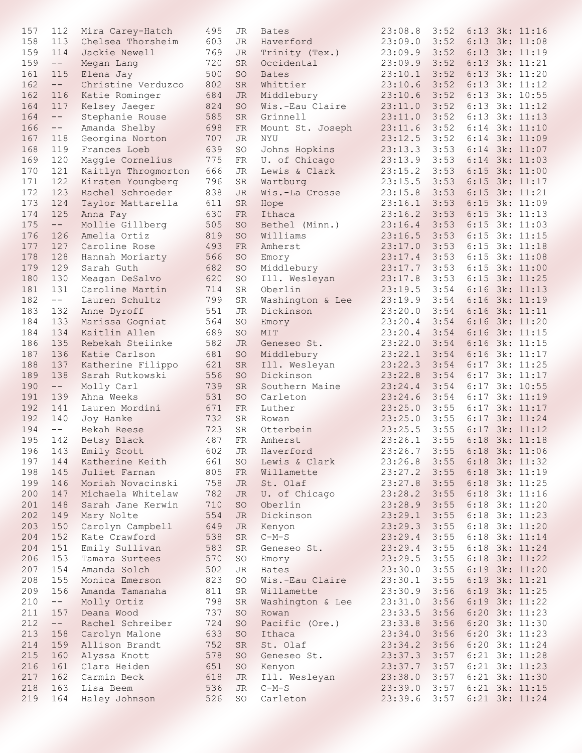| | | | | | | | | | |
|---|---|---|---|---|---|---|---|---|---|
| 157 | 112 | Mira Carey-Hatch | 495 | JR | Bates | 23:08.8 | 3:52 | 6:13 | 3k: 11:16 |
| 158 | 113 | Chelsea Thorsheim | 603 | JR | Haverford | 23:09.0 | 3:52 | 6:13 | 3k: 11:08 |
| 159 | 114 | Jackie Newell | 769 | JR | Trinity (Tex.) | 23:09.9 | 3:52 | 6:13 | 3k: 11:19 |
| 159 | -- | Megan Lang | 720 | SR | Occidental | 23:09.9 | 3:52 | 6:13 | 3k: 11:21 |
| 161 | 115 | Elena Jay | 500 | SO | Bates | 23:10.1 | 3:52 | 6:13 | 3k: 11:20 |
| 162 | -- | Christine Verduzco | 802 | SR | Whittier | 23:10.6 | 3:52 | 6:13 | 3k: 11:12 |
| 162 | 116 | Katie Rominger | 684 | JR | Middlebury | 23:10.6 | 3:52 | 6:13 | 3k: 10:55 |
| 164 | 117 | Kelsey Jaeger | 824 | SO | Wis.-Eau Claire | 23:11.0 | 3:52 | 6:13 | 3k: 11:12 |
| 164 | -- | Stephanie Rouse | 585 | SR | Grinnell | 23:11.0 | 3:52 | 6:13 | 3k: 11:13 |
| 166 | -- | Amanda Shelby | 698 | FR | Mount St. Joseph | 23:11.6 | 3:52 | 6:14 | 3k: 11:10 |
| 167 | 118 | Georgina Norton | 707 | JR | NYU | 23:12.5 | 3:52 | 6:14 | 3k: 11:09 |
| 168 | 119 | Frances Loeb | 639 | SO | Johns Hopkins | 23:13.3 | 3:53 | 6:14 | 3k: 11:07 |
| 169 | 120 | Maggie Cornelius | 775 | FR | U. of Chicago | 23:13.9 | 3:53 | 6:14 | 3k: 11:03 |
| 170 | 121 | Kaitlyn Throgmorton | 666 | JR | Lewis & Clark | 23:15.2 | 3:53 | 6:15 | 3k: 11:00 |
| 171 | 122 | Kirsten Youngberg | 796 | SR | Wartburg | 23:15.5 | 3:53 | 6:15 | 3k: 11:17 |
| 172 | 123 | Rachel Schroeder | 838 | JR | Wis.-La Crosse | 23:15.8 | 3:53 | 6:15 | 3k: 11:21 |
| 173 | 124 | Taylor Mattarella | 611 | SR | Hope | 23:16.1 | 3:53 | 6:15 | 3k: 11:09 |
| 174 | 125 | Anna Fay | 630 | FR | Ithaca | 23:16.2 | 3:53 | 6:15 | 3k: 11:13 |
| 175 | -- | Mollie Gillberg | 505 | SO | Bethel (Minn.) | 23:16.4 | 3:53 | 6:15 | 3k: 11:03 |
| 176 | 126 | Amelia Ortiz | 819 | SO | Williams | 23:16.5 | 3:53 | 6:15 | 3k: 11:15 |
| 177 | 127 | Caroline Rose | 493 | FR | Amherst | 23:17.0 | 3:53 | 6:15 | 3k: 11:18 |
| 178 | 128 | Hannah Moriarty | 566 | SO | Emory | 23:17.4 | 3:53 | 6:15 | 3k: 11:08 |
| 179 | 129 | Sarah Guth | 682 | SO | Middlebury | 23:17.7 | 3:53 | 6:15 | 3k: 11:00 |
| 180 | 130 | Meagan DeSalvo | 620 | SO | Ill. Wesleyan | 23:17.8 | 3:53 | 6:15 | 3k: 11:25 |
| 181 | 131 | Caroline Martin | 714 | SR | Oberlin | 23:19.5 | 3:54 | 6:16 | 3k: 11:13 |
| 182 | -- | Lauren Schultz | 799 | SR | Washington & Lee | 23:19.9 | 3:54 | 6:16 | 3k: 11:19 |
| 183 | 132 | Anne Dyroff | 551 | JR | Dickinson | 23:20.0 | 3:54 | 6:16 | 3k: 11:11 |
| 184 | 133 | Marissa Gogniat | 564 | SO | Emory | 23:20.4 | 3:54 | 6:16 | 3k: 11:20 |
| 184 | 134 | Kaitlin Allen | 689 | SO | MIT | 23:20.4 | 3:54 | 6:16 | 3k: 11:15 |
| 186 | 135 | Rebekah Steiinke | 582 | JR | Geneseo St. | 23:22.0 | 3:54 | 6:16 | 3k: 11:15 |
| 187 | 136 | Katie Carlson | 681 | SO | Middlebury | 23:22.1 | 3:54 | 6:16 | 3k: 11:17 |
| 188 | 137 | Katherine Filippo | 621 | SR | Ill. Wesleyan | 23:22.3 | 3:54 | 6:17 | 3k: 11:25 |
| 189 | 138 | Sarah Rutkowski | 556 | SO | Dickinson | 23:22.8 | 3:54 | 6:17 | 3k: 11:17 |
| 190 | -- | Molly Carl | 739 | SR | Southern Maine | 23:24.4 | 3:54 | 6:17 | 3k: 10:55 |
| 191 | 139 | Ahna Weeks | 531 | SO | Carleton | 23:24.6 | 3:54 | 6:17 | 3k: 11:19 |
| 192 | 141 | Lauren Mordini | 671 | FR | Luther | 23:25.0 | 3:55 | 6:17 | 3k: 11:17 |
| 192 | 140 | Joy Hanke | 732 | SR | Rowan | 23:25.0 | 3:55 | 6:17 | 3k: 11:24 |
| 194 | -- | Bekah Reese | 723 | SR | Otterbein | 23:25.5 | 3:55 | 6:17 | 3k: 11:12 |
| 195 | 142 | Betsy Black | 487 | FR | Amherst | 23:26.1 | 3:55 | 6:18 | 3k: 11:18 |
| 196 | 143 | Emily Scott | 602 | JR | Haverford | 23:26.7 | 3:55 | 6:18 | 3k: 11:06 |
| 197 | 144 | Katherine Keith | 661 | SO | Lewis & Clark | 23:26.8 | 3:55 | 6:18 | 3k: 11:32 |
| 198 | 145 | Juliet Farnan | 805 | FR | Willamette | 23:27.2 | 3:55 | 6:18 | 3k: 11:19 |
| 199 | 146 | Moriah Novacinski | 758 | JR | St. Olaf | 23:27.8 | 3:55 | 6:18 | 3k: 11:25 |
| 200 | 147 | Michaela Whitelaw | 782 | JR | U. of Chicago | 23:28.2 | 3:55 | 6:18 | 3k: 11:16 |
| 201 | 148 | Sarah Jane Kerwin | 710 | SO | Oberlin | 23:28.9 | 3:55 | 6:18 | 3k: 11:20 |
| 202 | 149 | Mary Nolte | 554 | JR | Dickinson | 23:29.1 | 3:55 | 6:18 | 3k: 11:23 |
| 203 | 150 | Carolyn Campbell | 649 | JR | Kenyon | 23:29.3 | 3:55 | 6:18 | 3k: 11:20 |
| 204 | 152 | Kate Crawford | 538 | SR | C-M-S | 23:29.4 | 3:55 | 6:18 | 3k: 11:14 |
| 204 | 151 | Emily Sullivan | 583 | SR | Geneseo St. | 23:29.4 | 3:55 | 6:18 | 3k: 11:24 |
| 206 | 153 | Tamara Surtees | 570 | SO | Emory | 23:29.5 | 3:55 | 6:18 | 3k: 11:22 |
| 207 | 154 | Amanda Solch | 502 | JR | Bates | 23:30.0 | 3:55 | 6:19 | 3k: 11:20 |
| 208 | 155 | Monica Emerson | 823 | SO | Wis.-Eau Claire | 23:30.1 | 3:55 | 6:19 | 3k: 11:21 |
| 209 | 156 | Amanda Tamanaha | 811 | SR | Willamette | 23:30.9 | 3:56 | 6:19 | 3k: 11:25 |
| 210 | -- | Molly Ortiz | 798 | SR | Washington & Lee | 23:31.0 | 3:56 | 6:19 | 3k: 11:22 |
| 211 | 157 | Deana Wood | 737 | SO | Rowan | 23:33.5 | 3:56 | 6:20 | 3k: 11:23 |
| 212 | -- | Rachel Schreiber | 724 | SO | Pacific (Ore.) | 23:33.8 | 3:56 | 6:20 | 3k: 11:30 |
| 213 | 158 | Carolyn Malone | 633 | SO | Ithaca | 23:34.0 | 3:56 | 6:20 | 3k: 11:23 |
| 214 | 159 | Allison Brandt | 752 | SR | St. Olaf | 23:34.2 | 3:56 | 6:20 | 3k: 11:24 |
| 215 | 160 | Alyssa Knott | 578 | SO | Geneseo St. | 23:37.3 | 3:57 | 6:21 | 3k: 11:28 |
| 216 | 161 | Clara Heiden | 651 | SO | Kenyon | 23:37.7 | 3:57 | 6:21 | 3k: 11:23 |
| 217 | 162 | Carmin Beck | 618 | JR | Ill. Wesleyan | 23:38.0 | 3:57 | 6:21 | 3k: 11:30 |
| 218 | 163 | Lisa Beem | 536 | JR | C-M-S | 23:39.0 | 3:57 | 6:21 | 3k: 11:15 |
| 219 | 164 | Haley Johnson | 526 | SO | Carleton | 23:39.6 | 3:57 | 6:21 | 3k: 11:24 |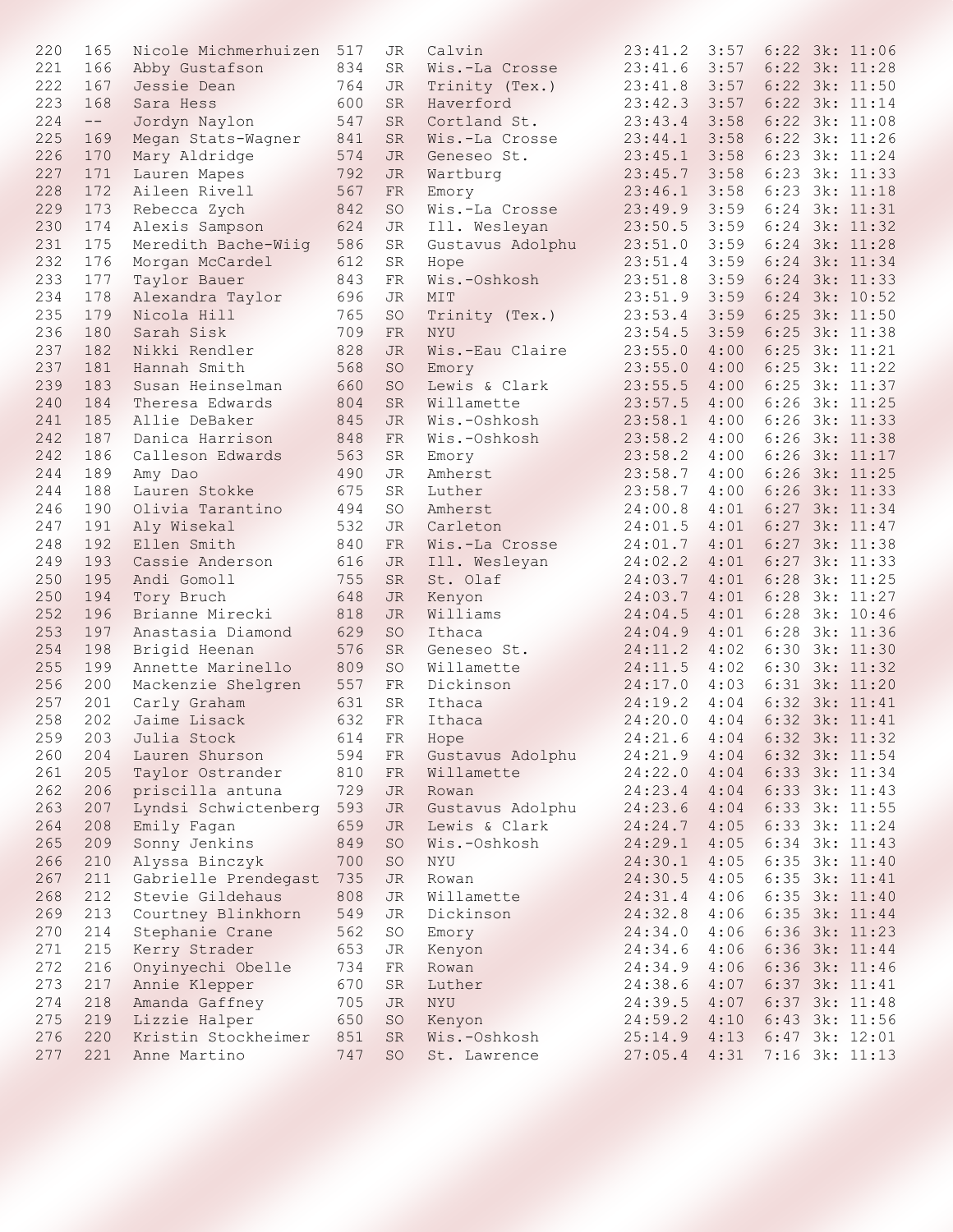| | | | | | | | | | |
|---|---|---|---|---|---|---|---|---|---|
| 220 | 165 | Nicole Michmerhuizen | 517 | JR | Calvin | 23:41.2 | 3:57 | 6:22 | 3k: 11:06 |
| 221 | 166 | Abby Gustafson | 834 | SR | Wis.-La Crosse | 23:41.6 | 3:57 | 6:22 | 3k: 11:28 |
| 222 | 167 | Jessie Dean | 764 | JR | Trinity (Tex.) | 23:41.8 | 3:57 | 6:22 | 3k: 11:50 |
| 223 | 168 | Sara Hess | 600 | SR | Haverford | 23:42.3 | 3:57 | 6:22 | 3k: 11:14 |
| 224 | -- | Jordyn Naylon | 547 | SR | Cortland St. | 23:43.4 | 3:58 | 6:22 | 3k: 11:08 |
| 225 | 169 | Megan Stats-Wagner | 841 | SR | Wis.-La Crosse | 23:44.1 | 3:58 | 6:22 | 3k: 11:26 |
| 226 | 170 | Mary Aldridge | 574 | JR | Geneseo St. | 23:45.1 | 3:58 | 6:23 | 3k: 11:24 |
| 227 | 171 | Lauren Mapes | 792 | JR | Wartburg | 23:45.7 | 3:58 | 6:23 | 3k: 11:33 |
| 228 | 172 | Aileen Rivell | 567 | FR | Emory | 23:46.1 | 3:58 | 6:23 | 3k: 11:18 |
| 229 | 173 | Rebecca Zych | 842 | SO | Wis.-La Crosse | 23:49.9 | 3:59 | 6:24 | 3k: 11:31 |
| 230 | 174 | Alexis Sampson | 624 | JR | Ill. Wesleyan | 23:50.5 | 3:59 | 6:24 | 3k: 11:32 |
| 231 | 175 | Meredith Bache-Wiig | 586 | SR | Gustavus Adolphu | 23:51.0 | 3:59 | 6:24 | 3k: 11:28 |
| 232 | 176 | Morgan McCardel | 612 | SR | Hope | 23:51.4 | 3:59 | 6:24 | 3k: 11:34 |
| 233 | 177 | Taylor Bauer | 843 | FR | Wis.-Oshkosh | 23:51.8 | 3:59 | 6:24 | 3k: 11:33 |
| 234 | 178 | Alexandra Taylor | 696 | JR | MIT | 23:51.9 | 3:59 | 6:24 | 3k: 10:52 |
| 235 | 179 | Nicola Hill | 765 | SO | Trinity (Tex.) | 23:53.4 | 3:59 | 6:25 | 3k: 11:50 |
| 236 | 180 | Sarah Sisk | 709 | FR | NYU | 23:54.5 | 3:59 | 6:25 | 3k: 11:38 |
| 237 | 182 | Nikki Rendler | 828 | JR | Wis.-Eau Claire | 23:55.0 | 4:00 | 6:25 | 3k: 11:21 |
| 237 | 181 | Hannah Smith | 568 | SO | Emory | 23:55.0 | 4:00 | 6:25 | 3k: 11:22 |
| 239 | 183 | Susan Heinselman | 660 | SO | Lewis & Clark | 23:55.5 | 4:00 | 6:25 | 3k: 11:37 |
| 240 | 184 | Theresa Edwards | 804 | SR | Willamette | 23:57.5 | 4:00 | 6:26 | 3k: 11:25 |
| 241 | 185 | Allie DeBaker | 845 | JR | Wis.-Oshkosh | 23:58.1 | 4:00 | 6:26 | 3k: 11:33 |
| 242 | 187 | Danica Harrison | 848 | FR | Wis.-Oshkosh | 23:58.2 | 4:00 | 6:26 | 3k: 11:38 |
| 242 | 186 | Calleson Edwards | 563 | SR | Emory | 23:58.2 | 4:00 | 6:26 | 3k: 11:17 |
| 244 | 189 | Amy Dao | 490 | JR | Amherst | 23:58.7 | 4:00 | 6:26 | 3k: 11:25 |
| 244 | 188 | Lauren Stokke | 675 | SR | Luther | 23:58.7 | 4:00 | 6:26 | 3k: 11:33 |
| 246 | 190 | Olivia Tarantino | 494 | SO | Amherst | 24:00.8 | 4:01 | 6:27 | 3k: 11:34 |
| 247 | 191 | Aly Wisekal | 532 | JR | Carleton | 24:01.5 | 4:01 | 6:27 | 3k: 11:47 |
| 248 | 192 | Ellen Smith | 840 | FR | Wis.-La Crosse | 24:01.7 | 4:01 | 6:27 | 3k: 11:38 |
| 249 | 193 | Cassie Anderson | 616 | JR | Ill. Wesleyan | 24:02.2 | 4:01 | 6:27 | 3k: 11:33 |
| 250 | 195 | Andi Gomoll | 755 | SR | St. Olaf | 24:03.7 | 4:01 | 6:28 | 3k: 11:25 |
| 250 | 194 | Tory Bruch | 648 | JR | Kenyon | 24:03.7 | 4:01 | 6:28 | 3k: 11:27 |
| 252 | 196 | Brianne Mirecki | 818 | JR | Williams | 24:04.5 | 4:01 | 6:28 | 3k: 10:46 |
| 253 | 197 | Anastasia Diamond | 629 | SO | Ithaca | 24:04.9 | 4:01 | 6:28 | 3k: 11:36 |
| 254 | 198 | Brigid Heenan | 576 | SR | Geneseo St. | 24:11.2 | 4:02 | 6:30 | 3k: 11:30 |
| 255 | 199 | Annette Marinello | 809 | SO | Willamette | 24:11.5 | 4:02 | 6:30 | 3k: 11:32 |
| 256 | 200 | Mackenzie Shelgren | 557 | FR | Dickinson | 24:17.0 | 4:03 | 6:31 | 3k: 11:20 |
| 257 | 201 | Carly Graham | 631 | SR | Ithaca | 24:19.2 | 4:04 | 6:32 | 3k: 11:41 |
| 258 | 202 | Jaime Lisack | 632 | FR | Ithaca | 24:20.0 | 4:04 | 6:32 | 3k: 11:41 |
| 259 | 203 | Julia Stock | 614 | FR | Hope | 24:21.6 | 4:04 | 6:32 | 3k: 11:32 |
| 260 | 204 | Lauren Shurson | 594 | FR | Gustavus Adolphu | 24:21.9 | 4:04 | 6:32 | 3k: 11:54 |
| 261 | 205 | Taylor Ostrander | 810 | FR | Willamette | 24:22.0 | 4:04 | 6:33 | 3k: 11:34 |
| 262 | 206 | priscilla antuna | 729 | JR | Rowan | 24:23.4 | 4:04 | 6:33 | 3k: 11:43 |
| 263 | 207 | Lyndsi Schwictenberg | 593 | JR | Gustavus Adolphu | 24:23.6 | 4:04 | 6:33 | 3k: 11:55 |
| 264 | 208 | Emily Fagan | 659 | JR | Lewis & Clark | 24:24.7 | 4:05 | 6:33 | 3k: 11:24 |
| 265 | 209 | Sonny Jenkins | 849 | SO | Wis.-Oshkosh | 24:29.1 | 4:05 | 6:34 | 3k: 11:43 |
| 266 | 210 | Alyssa Binczyk | 700 | SO | NYU | 24:30.1 | 4:05 | 6:35 | 3k: 11:40 |
| 267 | 211 | Gabrielle Prendegast | 735 | JR | Rowan | 24:30.5 | 4:05 | 6:35 | 3k: 11:41 |
| 268 | 212 | Stevie Gildehaus | 808 | JR | Willamette | 24:31.4 | 4:06 | 6:35 | 3k: 11:40 |
| 269 | 213 | Courtney Blinkhorn | 549 | JR | Dickinson | 24:32.8 | 4:06 | 6:35 | 3k: 11:44 |
| 270 | 214 | Stephanie Crane | 562 | SO | Emory | 24:34.0 | 4:06 | 6:36 | 3k: 11:23 |
| 271 | 215 | Kerry Strader | 653 | JR | Kenyon | 24:34.6 | 4:06 | 6:36 | 3k: 11:44 |
| 272 | 216 | Onyinyechi Obelle | 734 | FR | Rowan | 24:34.9 | 4:06 | 6:36 | 3k: 11:46 |
| 273 | 217 | Annie Klepper | 670 | SR | Luther | 24:38.6 | 4:07 | 6:37 | 3k: 11:41 |
| 274 | 218 | Amanda Gaffney | 705 | JR | NYU | 24:39.5 | 4:07 | 6:37 | 3k: 11:48 |
| 275 | 219 | Lizzie Halper | 650 | SO | Kenyon | 24:59.2 | 4:10 | 6:43 | 3k: 11:56 |
| 276 | 220 | Kristin Stockheimer | 851 | SR | Wis.-Oshkosh | 25:14.9 | 4:13 | 6:47 | 3k: 12:01 |
| 277 | 221 | Anne Martino | 747 | SO | St. Lawrence | 27:05.4 | 4:31 | 7:16 | 3k: 11:13 |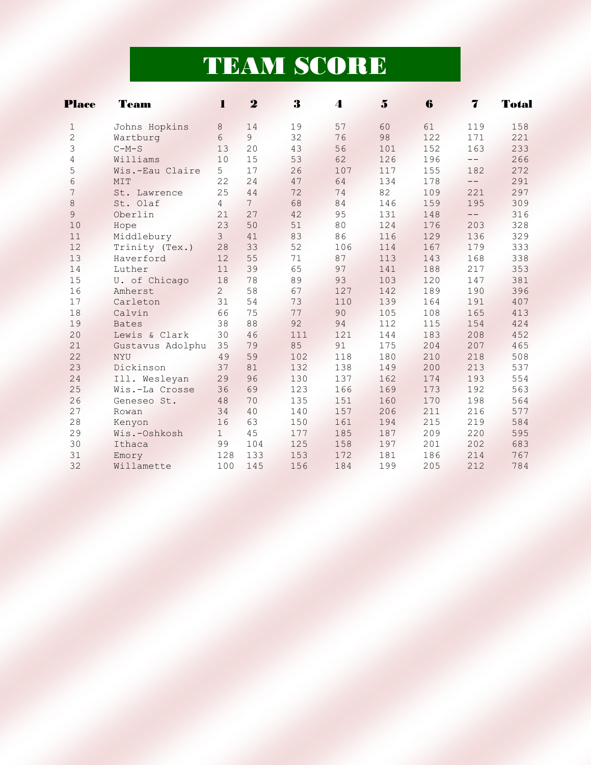# TEAM SCORE

| Place | Team | 1 | 2 | 3 | 4 | 5 | 6 | 7 | Total |
|---|---|---|---|---|---|---|---|---|---|
| 1 | Johns Hopkins | 8 | 14 | 19 | 57 | 60 | 61 | 119 | 158 |
| 2 | Wartburg | 6 | 9 | 32 | 76 | 98 | 122 | 171 | 221 |
| 3 | C-M-S | 13 | 20 | 43 | 56 | 101 | 152 | 163 | 233 |
| 4 | Williams | 10 | 15 | 53 | 62 | 126 | 196 | -- | 266 |
| 5 | Wis.-Eau Claire | 5 | 17 | 26 | 107 | 117 | 155 | 182 | 272 |
| 6 | MIT | 22 | 24 | 47 | 64 | 134 | 178 | -- | 291 |
| 7 | St. Lawrence | 25 | 44 | 72 | 74 | 82 | 109 | 221 | 297 |
| 8 | St. Olaf | 4 | 7 | 68 | 84 | 146 | 159 | 195 | 309 |
| 9 | Oberlin | 21 | 27 | 42 | 95 | 131 | 148 | -- | 316 |
| 10 | Hope | 23 | 50 | 51 | 80 | 124 | 176 | 203 | 328 |
| 11 | Middlebury | 3 | 41 | 83 | 86 | 116 | 129 | 136 | 329 |
| 12 | Trinity (Tex.) | 28 | 33 | 52 | 106 | 114 | 167 | 179 | 333 |
| 13 | Haverford | 12 | 55 | 71 | 87 | 113 | 143 | 168 | 338 |
| 14 | Luther | 11 | 39 | 65 | 97 | 141 | 188 | 217 | 353 |
| 15 | U. of Chicago | 18 | 78 | 89 | 93 | 103 | 120 | 147 | 381 |
| 16 | Amherst | 2 | 58 | 67 | 127 | 142 | 189 | 190 | 396 |
| 17 | Carleton | 31 | 54 | 73 | 110 | 139 | 164 | 191 | 407 |
| 18 | Calvin | 66 | 75 | 77 | 90 | 105 | 108 | 165 | 413 |
| 19 | Bates | 38 | 88 | 92 | 94 | 112 | 115 | 154 | 424 |
| 20 | Lewis & Clark | 30 | 46 | 111 | 121 | 144 | 183 | 208 | 452 |
| 21 | Gustavus Adolphu | 35 | 79 | 85 | 91 | 175 | 204 | 207 | 465 |
| 22 | NYU | 49 | 59 | 102 | 118 | 180 | 210 | 218 | 508 |
| 23 | Dickinson | 37 | 81 | 132 | 138 | 149 | 200 | 213 | 537 |
| 24 | Ill. Wesleyan | 29 | 96 | 130 | 137 | 162 | 174 | 193 | 554 |
| 25 | Wis.-La Crosse | 36 | 69 | 123 | 166 | 169 | 173 | 192 | 563 |
| 26 | Geneseo St. | 48 | 70 | 135 | 151 | 160 | 170 | 198 | 564 |
| 27 | Rowan | 34 | 40 | 140 | 157 | 206 | 211 | 216 | 577 |
| 28 | Kenyon | 16 | 63 | 150 | 161 | 194 | 215 | 219 | 584 |
| 29 | Wis.-Oshkosh | 1 | 45 | 177 | 185 | 187 | 209 | 220 | 595 |
| 30 | Ithaca | 99 | 104 | 125 | 158 | 197 | 201 | 202 | 683 |
| 31 | Emory | 128 | 133 | 153 | 172 | 181 | 186 | 214 | 767 |
| 32 | Willamette | 100 | 145 | 156 | 184 | 199 | 205 | 212 | 784 |